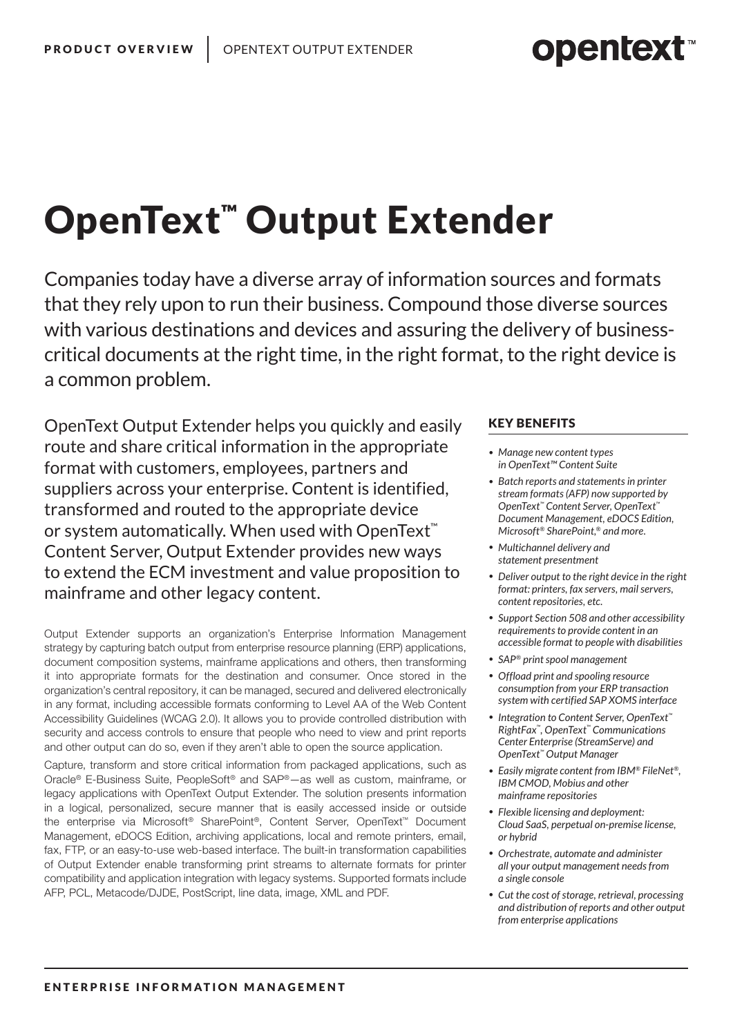# OpenText™ Output Extender

Companies today have a diverse array of information sources and formats that they rely upon to run their business. Compound those diverse sources with various destinations and devices and assuring the delivery of business-critical documents at the right time, in the right format, to the right device is a common problem.

OpenText Output Extender helps you quickly and easily route and share critical information in the appropriate format with customers, employees, partners and suppliers across your enterprise. Content is identified, transformed and routed to the appropriate device or system automatically. When used with OpenText™ Content Server, Output Extender provides new ways to extend the ECM investment and value proposition to mainframe and other legacy content.

Output Extender supports an organization's Enterprise Information Management strategy by capturing batch output from enterprise resource planning (ERP) applications, document composition systems, mainframe applications and others, then transforming it into appropriate formats for the destination and consumer. Once stored in the organization's central repository, it can be managed, secured and delivered electronically in any format, including accessible formats conforming to Level AA of the Web Content Accessibility Guidelines (WCAG 2.0). It allows you to provide controlled distribution with security and access controls to ensure that people who need to view and print reports and other output can do so, even if they aren't able to open the source application.

Capture, transform and store critical information from packaged applications, such as Oracle® E-Business Suite, PeopleSoft® and SAP®—as well as custom, mainframe, or legacy applications with OpenText Output Extender. The solution presents information in a logical, personalized, secure manner that is easily accessed inside or outside the enterprise via Microsoft® SharePoint®, Content Server, OpenText™ Document Management, eDOCS Edition, archiving applications, local and remote printers, email, fax, FTP, or an easy-to-use web-based interface. The built-in transformation capabilities of Output Extender enable transforming print streams to alternate formats for printer compatibility and application integration with legacy systems. Supported formats include AFP, PCL, Metacode/DJDE, PostScript, line data, image, XML and PDF.

## KEY BENEFITS

- *Manage new content types in OpenText™ Content Suite*
- *Batch reports and statements in printer stream formats (AFP) now supported by OpenText™ Content Server, OpenText™ Document Management, eDOCS Edition, Microsoft® SharePoint,® and more.*
- *Multichannel delivery and statement presentment*
- *Deliver output to the right device in the right format: printers, fax servers, mail servers, content repositories, etc.*
- *Support Section 508 and other accessibility requirements to provide content in an accessible format to people with disabilities*
- *SAP® print spool management*
- *Offload print and spooling resource consumption from your ERP transaction system with certified SAP XOMS interface*
- *Integration to Content Server, OpenText™ RightFax™, OpenText™ Communications Center Enterprise (StreamServe) and OpenText™ Output Manager*
- *Easily migrate content from IBM® FileNet®, IBM CMOD, Mobius and other mainframe repositories*
- *Flexible licensing and deployment: Cloud SaaS, perpetual on-premise license, or hybrid*
- *Orchestrate, automate and administer all your output management needs from a single console*
- *Cut the cost of storage, retrieval, processing and distribution of reports and other output from enterprise applications*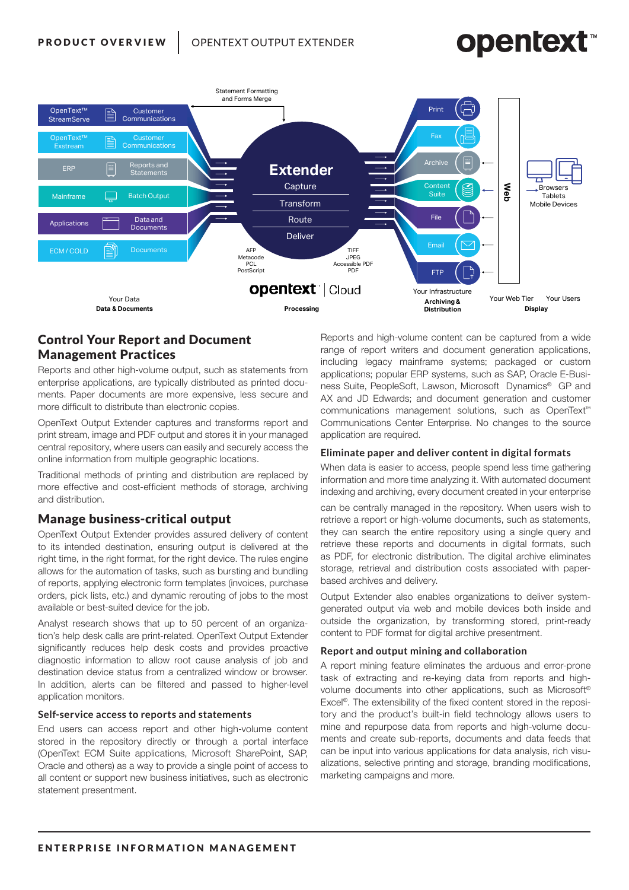Statement Formatting and Forms Merge

| Your Data | | Processing | Your Infrastructure | Your Web Tier | Your Users |
|---|---|---|---|---|---|
| **Data & Documents** | | **Processing** | **Archiving & Distribution** | | **Display** |
| OpenText™ StreamServe | Customer Communications | **Extender** | Print | Web | Browsers |
| OpenText™ Exstream | Customer Communications | Capture | Fax | | Tablets |
| ERP | Reports and Statements | Transform | Archive | | Mobile Devices |
| Mainframe | Batch Output | Route | Content Suite | | |
| Applications | Data and Documents | Deliver | File | | |
| ECM / COLD | Documents | | Email | | |
| | | | FTP | | |

AFP
Metacode
PCL
PostScript

TIFF
JPEG
Accessible PDF
PDF

opentext | Cloud

## Control Your Report and Document Management Practices

Reports and other high-volume output, such as statements from enterprise applications, are typically distributed as printed documents. Paper documents are more expensive, less secure and more difficult to distribute than electronic copies.

OpenText Output Extender captures and transforms report and print stream, image and PDF output and stores it in your managed central repository, where users can easily and securely access the online information from multiple geographic locations.

Traditional methods of printing and distribution are replaced by more effective and cost-efficient methods of storage, archiving and distribution.

## Manage business-critical output

OpenText Output Extender provides assured delivery of content to its intended destination, ensuring output is delivered at the right time, in the right format, for the right device. The rules engine allows for the automation of tasks, such as bursting and bundling of reports, applying electronic form templates (invoices, purchase orders, pick lists, etc.) and dynamic rerouting of jobs to the most available or best-suited device for the job.

Analyst research shows that up to 50 percent of an organization's help desk calls are print-related. OpenText Output Extender significantly reduces help desk costs and provides proactive diagnostic information to allow root cause analysis of job and destination device status from a centralized window or browser. In addition, alerts can be filtered and passed to higher-level application monitors.

### Self-service access to reports and statements

End users can access report and other high-volume content stored in the repository directly or through a portal interface (OpenText ECM Suite applications, Microsoft SharePoint, SAP, Oracle and others) as a way to provide a single point of access to all content or support new business initiatives, such as electronic statement presentment.

Reports and high-volume content can be captured from a wide range of report writers and document generation applications, including legacy mainframe systems; packaged or custom applications; popular ERP systems, such as SAP, Oracle E-Business Suite, PeopleSoft, Lawson, Microsoft Dynamics® GP and AX and JD Edwards; and document generation and customer communications management solutions, such as OpenText™ Communications Center Enterprise. No changes to the source application are required.

### Eliminate paper and deliver content in digital formats

When data is easier to access, people spend less time gathering information and more time analyzing it. With automated document indexing and archiving, every document created in your enterprise can be centrally managed in the repository. When users wish to retrieve a report or high-volume documents, such as statements, they can search the entire repository using a single query and retrieve these reports and documents in digital formats, such as PDF, for electronic distribution. The digital archive eliminates storage, retrieval and distribution costs associated with paper-based archives and delivery.

Output Extender also enables organizations to deliver system-generated output via web and mobile devices both inside and outside the organization, by transforming stored, print-ready content to PDF format for digital archive presentment.

### Report and output mining and collaboration

A report mining feature eliminates the arduous and error-prone task of extracting and re-keying data from reports and high-volume documents into other applications, such as Microsoft® Excel®. The extensibility of the fixed content stored in the repository and the product's built-in field technology allows users to mine and repurpose data from reports and high-volume documents and create sub-reports, documents and data feeds that can be input into various applications for data analysis, rich visualizations, selective printing and storage, branding modifications, marketing campaigns and more.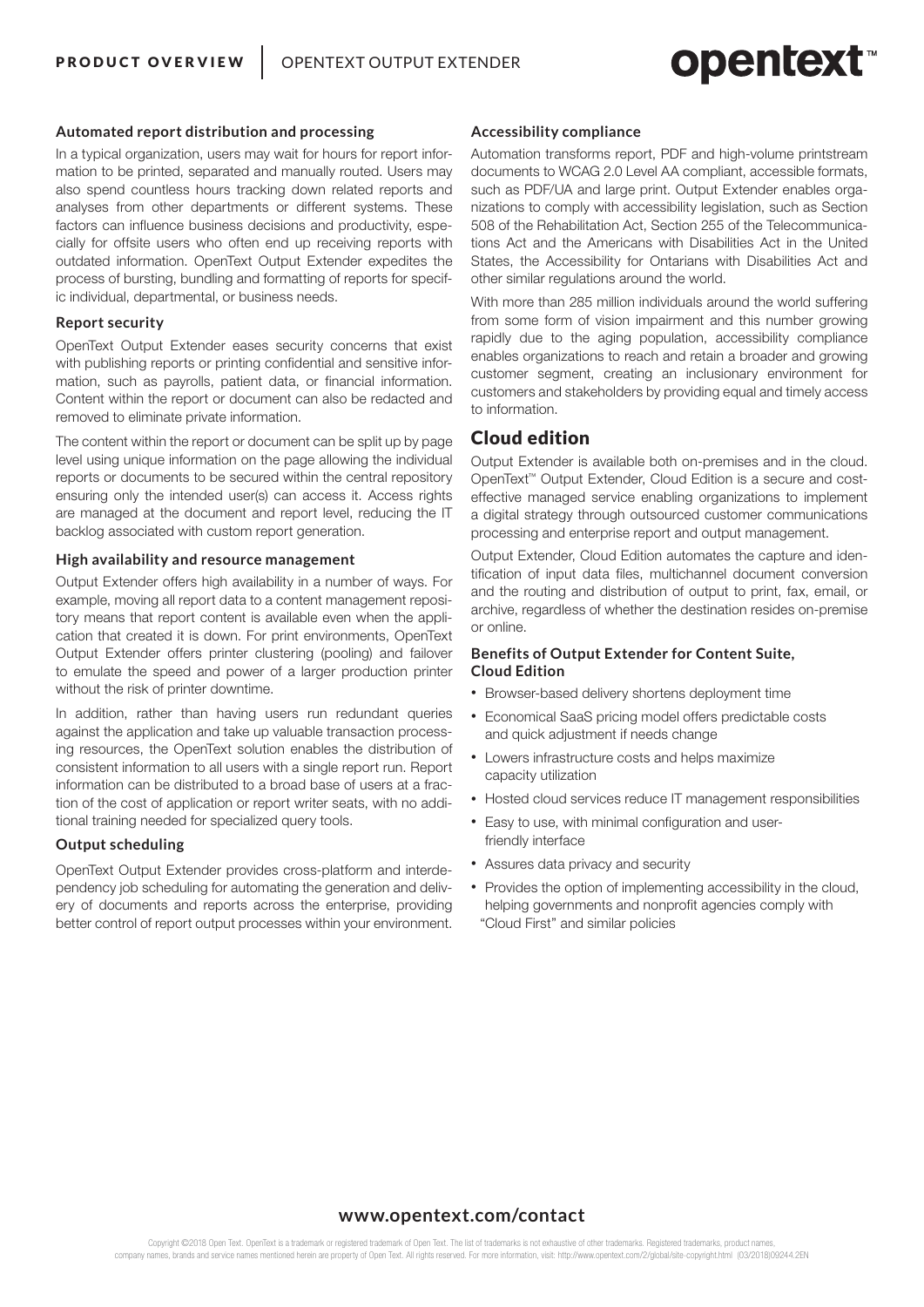### Automated report distribution and processing

In a typical organization, users may wait for hours for report information to be printed, separated and manually routed. Users may also spend countless hours tracking down related reports and analyses from other departments or different systems. These factors can influence business decisions and productivity, especially for offsite users who often end up receiving reports with outdated information. OpenText Output Extender expedites the process of bursting, bundling and formatting of reports for specific individual, departmental, or business needs.

### Report security

OpenText Output Extender eases security concerns that exist with publishing reports or printing confidential and sensitive information, such as payrolls, patient data, or financial information. Content within the report or document can also be redacted and removed to eliminate private information.

The content within the report or document can be split up by page level using unique information on the page allowing the individual reports or documents to be secured within the central repository ensuring only the intended user(s) can access it. Access rights are managed at the document and report level, reducing the IT backlog associated with custom report generation.

### High availability and resource management

Output Extender offers high availability in a number of ways. For example, moving all report data to a content management repository means that report content is available even when the application that created it is down. For print environments, OpenText Output Extender offers printer clustering (pooling) and failover to emulate the speed and power of a larger production printer without the risk of printer downtime.

In addition, rather than having users run redundant queries against the application and take up valuable transaction processing resources, the OpenText solution enables the distribution of consistent information to all users with a single report run. Report information can be distributed to a broad base of users at a fraction of the cost of application or report writer seats, with no additional training needed for specialized query tools.

### Output scheduling

OpenText Output Extender provides cross-platform and interdependency job scheduling for automating the generation and delivery of documents and reports across the enterprise, providing better control of report output processes within your environment.

### Accessibility compliance

Automation transforms report, PDF and high-volume printstream documents to WCAG 2.0 Level AA compliant, accessible formats, such as PDF/UA and large print. Output Extender enables organizations to comply with accessibility legislation, such as Section 508 of the Rehabilitation Act, Section 255 of the Telecommunications Act and the Americans with Disabilities Act in the United States, the Accessibility for Ontarians with Disabilities Act and other similar regulations around the world.

With more than 285 million individuals around the world suffering from some form of vision impairment and this number growing rapidly due to the aging population, accessibility compliance enables organizations to reach and retain a broader and growing customer segment, creating an inclusionary environment for customers and stakeholders by providing equal and timely access to information.

## Cloud edition

Output Extender is available both on-premises and in the cloud. OpenText™ Output Extender, Cloud Edition is a secure and cost-effective managed service enabling organizations to implement a digital strategy through outsourced customer communications processing and enterprise report and output management.

Output Extender, Cloud Edition automates the capture and identification of input data files, multichannel document conversion and the routing and distribution of output to print, fax, email, or archive, regardless of whether the destination resides on-premise or online.

### Benefits of Output Extender for Content Suite, Cloud Edition

- Browser-based delivery shortens deployment time
- Economical SaaS pricing model offers predictable costs and quick adjustment if needs change
- Lowers infrastructure costs and helps maximize capacity utilization
- Hosted cloud services reduce IT management responsibilities
- Easy to use, with minimal configuration and user-friendly interface
- Assures data privacy and security
- Provides the option of implementing accessibility in the cloud, helping governments and nonprofit agencies comply with "Cloud First" and similar policies

**www.opentext.com/contact**

Copyright ©2018 Open Text. OpenText is a trademark or registered trademark of Open Text. The list of trademarks is not exhaustive of other trademarks. Registered trademarks, product names, company names, brands and service names mentioned herein are property of Open Text. All rights reserved. For more information, visit: http://www.opentext.com/2/global/site-copyright.html (03/2018)09244.2EN